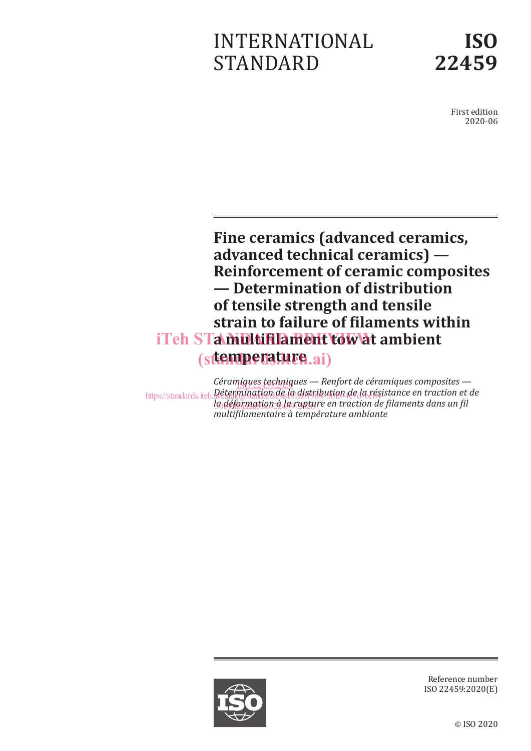INTERNATIONAL STANDARD

**ISO 22459**

First edition
2020-06

# Fine ceramics (advanced ceramics, advanced technical ceramics) — Reinforcement of ceramic composites — Determination of distribution of tensile strength and tensile strain to failure of filaments within a multifilament tow at ambient temperature

*Céramiques techniques — Renfort de céramiques composites — Détermination de la distribution de la résistance en traction et de la déformation à la rupture en traction de filaments dans un fil multifilamentaire à température ambiante*

Reference number
ISO 22459:2020(E)

© ISO 2020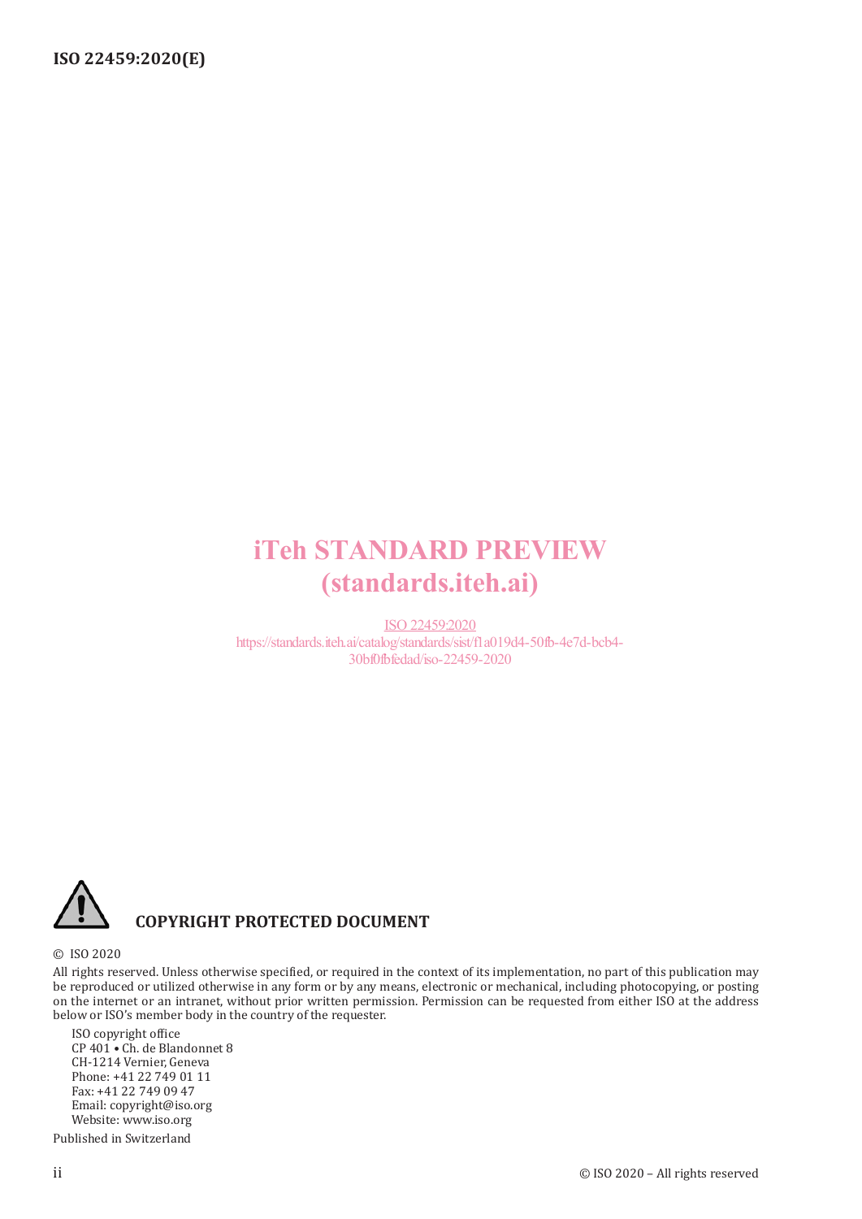iTeh STANDARD PREVIEW
(standards.iteh.ai)

ISO 22459:2020
https://standards.iteh.ai/catalog/standards/sist/f1a019d4-50fb-4e7d-bcb4-30bf0fbfedad/iso-22459-2020

**COPYRIGHT PROTECTED DOCUMENT**

© ISO 2020

All rights reserved. Unless otherwise specified, or required in the context of its implementation, no part of this publication may be reproduced or utilized otherwise in any form or by any means, electronic or mechanical, including photocopying, or posting on the internet or an intranet, without prior written permission. Permission can be requested from either ISO at the address below or ISO's member body in the country of the requester.

ISO copyright office
CP 401 • Ch. de Blandonnet 8
CH-1214 Vernier, Geneva
Phone: +41 22 749 01 11
Fax: +41 22 749 09 47
Email: copyright@iso.org
Website: www.iso.org

Published in Switzerland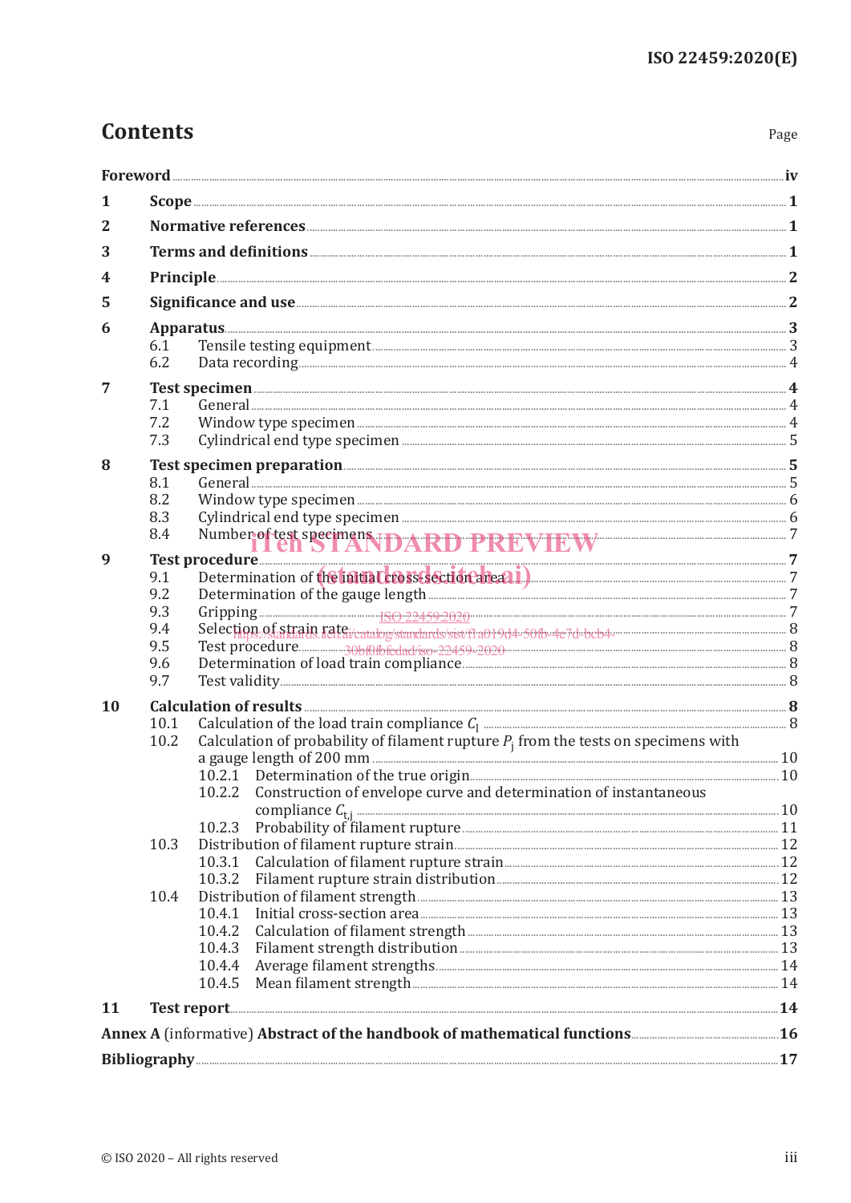# Contents

Page

Foreword ... iv

1 Scope ... 1

2 Normative references ... 1

3 Terms and definitions ... 1

4 Principle ... 2

5 Significance and use ... 2

6 Apparatus ... 3
- 6.1 Tensile testing equipment ... 3
- 6.2 Data recording ... 4

7 Test specimen ... 4
- 7.1 General ... 4
- 7.2 Window type specimen ... 4
- 7.3 Cylindrical end type specimen ... 5

8 Test specimen preparation ... 5
- 8.1 General ... 5
- 8.2 Window type specimen ... 6
- 8.3 Cylindrical end type specimen ... 6
- 8.4 Number of test specimens ... 7

9 Test procedure ... 7
- 9.1 Determination of the initial cross-section area ... 7
- 9.2 Determination of the gauge length ... 7
- 9.3 Gripping ... 7
- 9.4 Selection of strain rate ... 8
- 9.5 Test procedure ... 8
- 9.6 Determination of load train compliance ... 8
- 9.7 Test validity ... 8

10 Calculation of results ... 8
- 10.1 Calculation of the load train compliance $C_l$ ... 8
- 10.2 Calculation of probability of filament rupture $P_j$ from the tests on specimens with a gauge length of 200 mm ... 10
  - 10.2.1 Determination of the true origin ... 10
  - 10.2.2 Construction of envelope curve and determination of instantaneous compliance $C_{t,j}$ ... 10
  - 10.2.3 Probability of filament rupture ... 11
- 10.3 Distribution of filament rupture strain ... 12
  - 10.3.1 Calculation of filament rupture strain ... 12
  - 10.3.2 Filament rupture strain distribution ... 12
- 10.4 Distribution of filament strength ... 13
  - 10.4.1 Initial cross-section area ... 13
  - 10.4.2 Calculation of filament strength ... 13
  - 10.4.3 Filament strength distribution ... 13
  - 10.4.4 Average filament strengths ... 14
  - 10.4.5 Mean filament strength ... 14

11 Test report ... 14

Annex A (informative) Abstract of the handbook of mathematical functions ... 16

Bibliography ... 17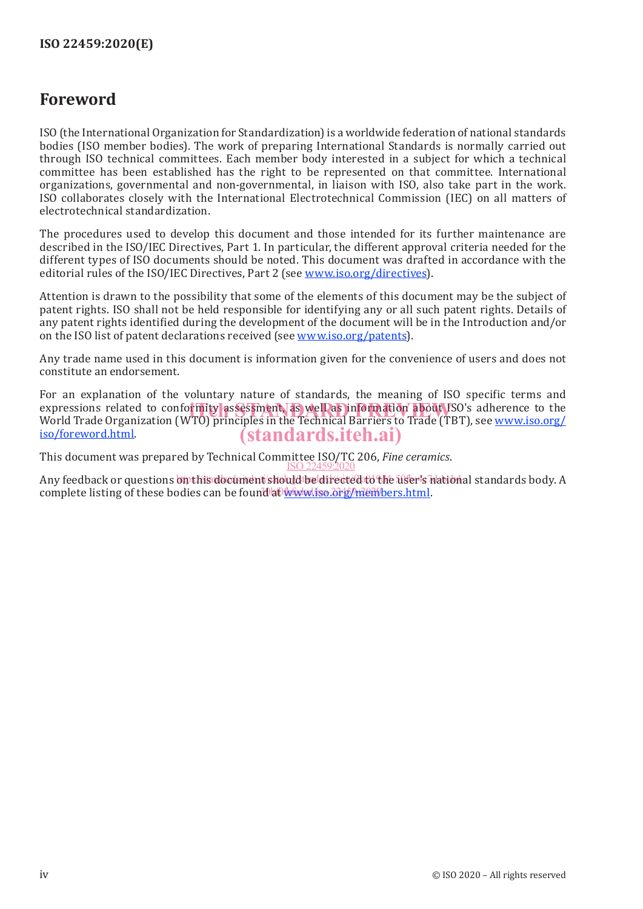# Foreword

ISO (the International Organization for Standardization) is a worldwide federation of national standards bodies (ISO member bodies). The work of preparing International Standards is normally carried out through ISO technical committees. Each member body interested in a subject for which a technical committee has been established has the right to be represented on that committee. International organizations, governmental and non-governmental, in liaison with ISO, also take part in the work. ISO collaborates closely with the International Electrotechnical Commission (IEC) on all matters of electrotechnical standardization.

The procedures used to develop this document and those intended for its further maintenance are described in the ISO/IEC Directives, Part 1. In particular, the different approval criteria needed for the different types of ISO documents should be noted. This document was drafted in accordance with the editorial rules of the ISO/IEC Directives, Part 2 (see www.iso.org/directives).

Attention is drawn to the possibility that some of the elements of this document may be the subject of patent rights. ISO shall not be held responsible for identifying any or all such patent rights. Details of any patent rights identified during the development of the document will be in the Introduction and/or on the ISO list of patent declarations received (see www.iso.org/patents).

Any trade name used in this document is information given for the convenience of users and does not constitute an endorsement.

For an explanation of the voluntary nature of standards, the meaning of ISO specific terms and expressions related to conformity assessment, as well as information about ISO's adherence to the World Trade Organization (WTO) principles in the Technical Barriers to Trade (TBT), see www.iso.org/iso/foreword.html.

This document was prepared by Technical Committee ISO/TC 206, *Fine ceramics*.

Any feedback or questions on this document should be directed to the user's national standards body. A complete listing of these bodies can be found at www.iso.org/members.html.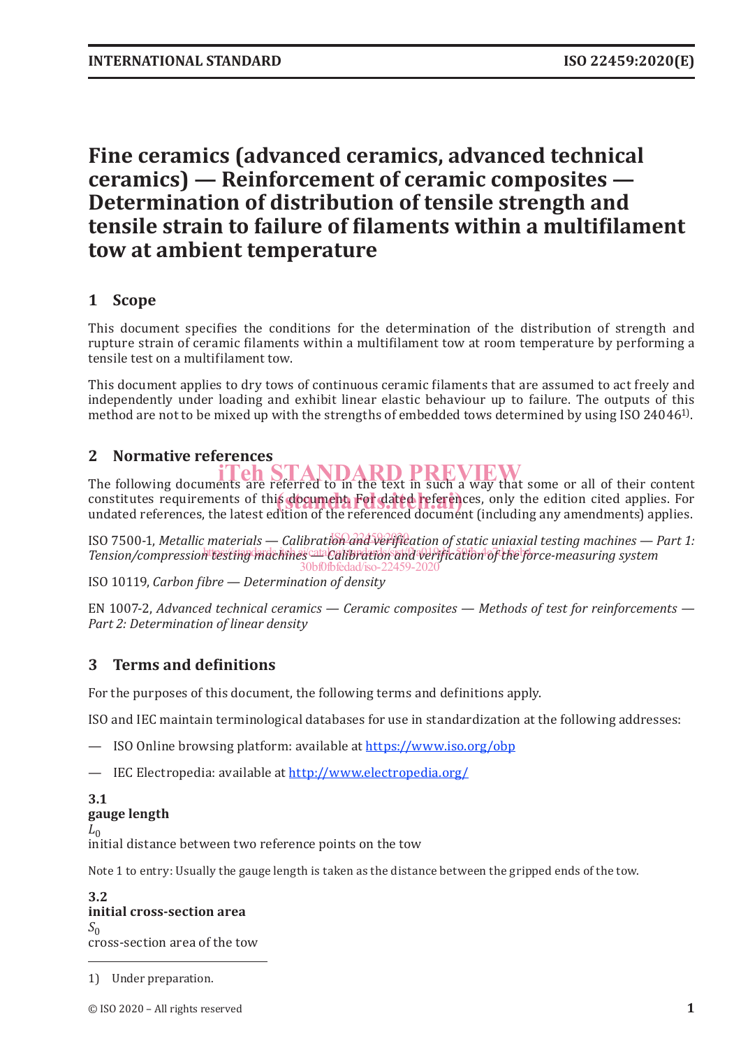# Fine ceramics (advanced ceramics, advanced technical ceramics) — Reinforcement of ceramic composites — Determination of distribution of tensile strength and tensile strain to failure of filaments within a multifilament tow at ambient temperature

## 1 Scope

This document specifies the conditions for the determination of the distribution of strength and rupture strain of ceramic filaments within a multifilament tow at room temperature by performing a tensile test on a multifilament tow.

This document applies to dry tows of continuous ceramic filaments that are assumed to act freely and independently under loading and exhibit linear elastic behaviour up to failure. The outputs of this method are not to be mixed up with the strengths of embedded tows determined by using ISO 24046[1)].

## 2 Normative references

The following documents are referred to in the text in such a way that some or all of their content constitutes requirements of this document. For dated references, only the edition cited applies. For undated references, the latest edition of the referenced document (including any amendments) applies.

ISO 7500-1, *Metallic materials — Calibration and verification of static uniaxial testing machines — Part 1: Tension/compression testing machines — Calibration and verification of the force-measuring system*

ISO 10119, *Carbon fibre — Determination of density*

EN 1007-2, *Advanced technical ceramics — Ceramic composites — Methods of test for reinforcements — Part 2: Determination of linear density*

## 3 Terms and definitions

For the purposes of this document, the following terms and definitions apply.

ISO and IEC maintain terminological databases for use in standardization at the following addresses:

— ISO Online browsing platform: available at https://www.iso.org/obp

— IEC Electropedia: available at http://www.electropedia.org/

**3.1**
**gauge length**
$L_0$
initial distance between two reference points on the tow

Note 1 to entry: Usually the gauge length is taken as the distance between the gripped ends of the tow.

**3.2**
**initial cross-section area**
$S_0$
cross-section area of the tow

1) Under preparation.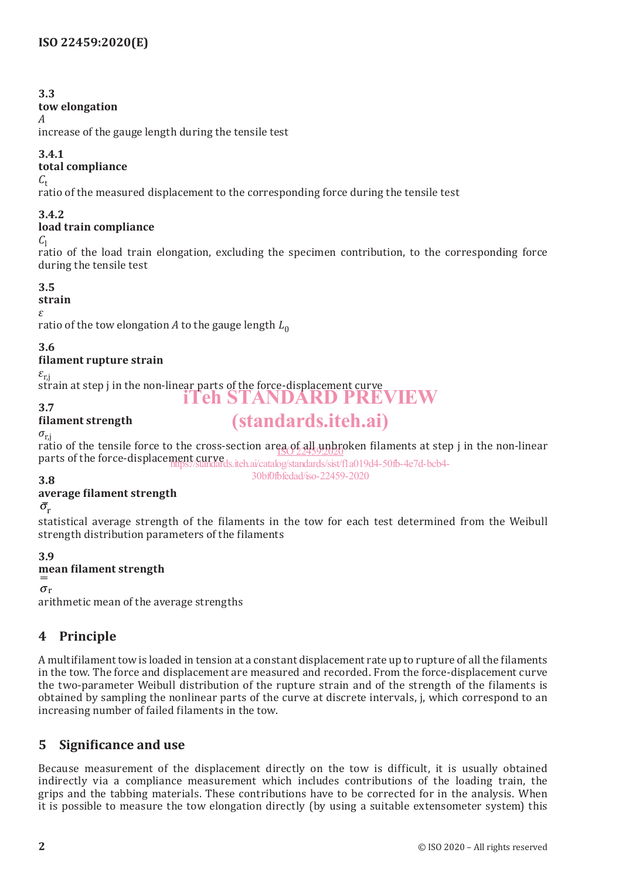**3.3**

**tow elongation**

$A$

increase of the gauge length during the tensile test

**3.4.1**

**total compliance**

$C_t$

ratio of the measured displacement to the corresponding force during the tensile test

**3.4.2**

**load train compliance**

$C_l$

ratio of the load train elongation, excluding the specimen contribution, to the corresponding force during the tensile test

**3.5**

**strain**

$\varepsilon$

ratio of the tow elongation $A$ to the gauge length $L_0$

**3.6**

**filament rupture strain**

$\varepsilon_{r,j}$

strain at step j in the non-linear parts of the force-displacement curve

**3.7**

**filament strength**

$\sigma_{r,j}$

ratio of the tensile force to the cross-section area of all unbroken filaments at step j in the non-linear parts of the force-displacement curve

**3.8**

**average filament strength**

$\bar{\sigma}_r$

statistical average strength of the filaments in the tow for each test determined from the Weibull strength distribution parameters of the filaments

**3.9**

**mean filament strength**

$\bar{\bar{\sigma}}_r$

arithmetic mean of the average strengths

## 4 Principle

A multifilament tow is loaded in tension at a constant displacement rate up to rupture of all the filaments in the tow. The force and displacement are measured and recorded. From the force-displacement curve the two-parameter Weibull distribution of the rupture strain and of the strength of the filaments is obtained by sampling the nonlinear parts of the curve at discrete intervals, j, which correspond to an increasing number of failed filaments in the tow.

## 5 Significance and use

Because measurement of the displacement directly on the tow is difficult, it is usually obtained indirectly via a compliance measurement which includes contributions of the loading train, the grips and the tabbing materials. These contributions have to be corrected for in the analysis. When it is possible to measure the tow elongation directly (by using a suitable extensometer system) this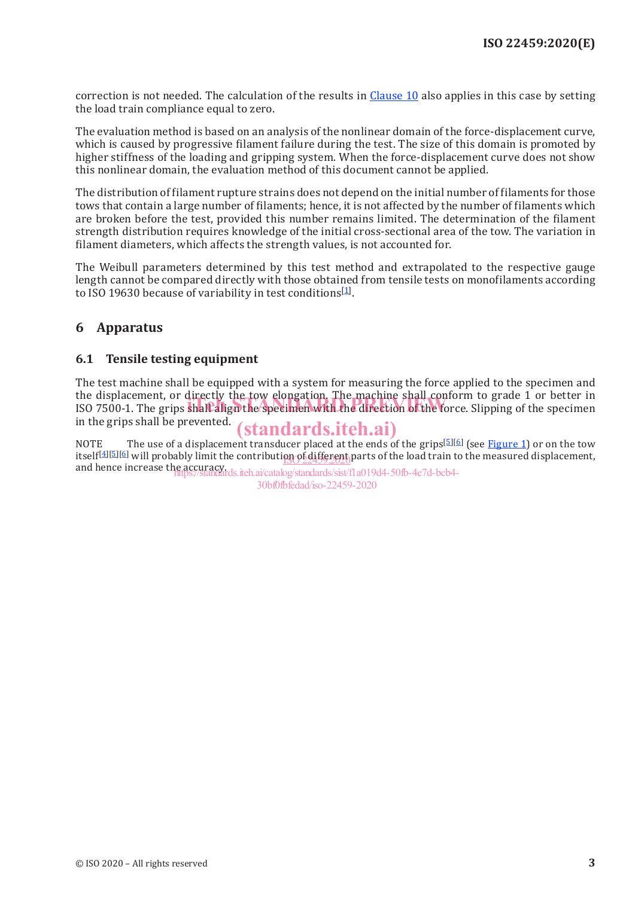correction is not needed. The calculation of the results in Clause 10 also applies in this case by setting the load train compliance equal to zero.

The evaluation method is based on an analysis of the nonlinear domain of the force-displacement curve, which is caused by progressive filament failure during the test. The size of this domain is promoted by higher stiffness of the loading and gripping system. When the force-displacement curve does not show this nonlinear domain, the evaluation method of this document cannot be applied.

The distribution of filament rupture strains does not depend on the initial number of filaments for those tows that contain a large number of filaments; hence, it is not affected by the number of filaments which are broken before the test, provided this number remains limited. The determination of the filament strength distribution requires knowledge of the initial cross-sectional area of the tow. The variation in filament diameters, which affects the strength values, is not accounted for.

The Weibull parameters determined by this test method and extrapolated to the respective gauge length cannot be compared directly with those obtained from tensile tests on monofilaments according to ISO 19630 because of variability in test conditions[1].

## 6 Apparatus

### 6.1 Tensile testing equipment

The test machine shall be equipped with a system for measuring the force applied to the specimen and the displacement, or directly the tow elongation. The machine shall conform to grade 1 or better in ISO 7500-1. The grips shall align the specimen with the direction of the force. Slipping of the specimen in the grips shall be prevented.

NOTE The use of a displacement transducer placed at the ends of the grips[5][6] (see Figure 1) or on the tow itself[4][5][6] will probably limit the contribution of different parts of the load train to the measured displacement, and hence increase the accuracy.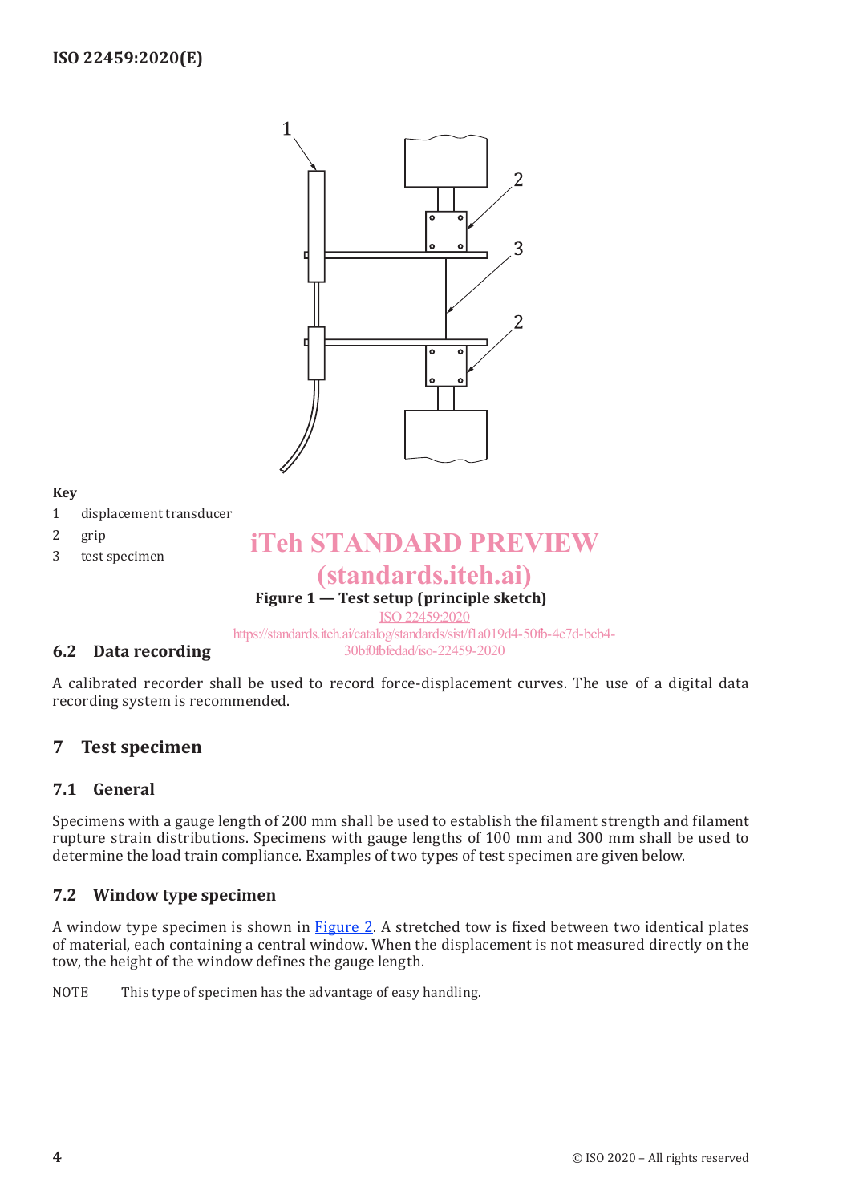**Key**

1 displacement transducer

2 grip

3 test specimen

**Figure 1 — Test setup (principle sketch)**

### 6.2 Data recording

A calibrated recorder shall be used to record force-displacement curves. The use of a digital data recording system is recommended.

## 7 Test specimen

### 7.1 General

Specimens with a gauge length of 200 mm shall be used to establish the filament strength and filament rupture strain distributions. Specimens with gauge lengths of 100 mm and 300 mm shall be used to determine the load train compliance. Examples of two types of test specimen are given below.

### 7.2 Window type specimen

A window type specimen is shown in Figure 2. A stretched tow is fixed between two identical plates of material, each containing a central window. When the displacement is not measured directly on the tow, the height of the window defines the gauge length.

NOTE This type of specimen has the advantage of easy handling.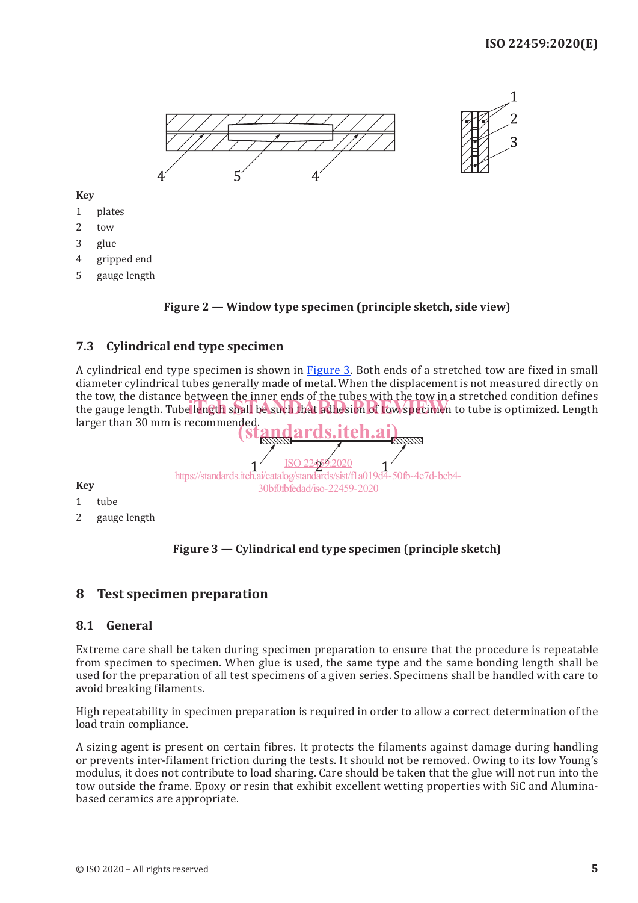**Key**

1 plates
2 tow
3 glue
4 gripped end
5 gauge length

**Figure 2 — Window type specimen (principle sketch, side view)**

### 7.3 Cylindrical end type specimen

A cylindrical end type specimen is shown in Figure 3. Both ends of a stretched tow are fixed in small diameter cylindrical tubes generally made of metal. When the displacement is not measured directly on the tow, the distance between the inner ends of the tubes with the tow in a stretched condition defines the gauge length. Tube length shall be such that adhesion of tow specimen to tube is optimized. Length larger than 30 mm is recommended.

**Key**

1 tube
2 gauge length

**Figure 3 — Cylindrical end type specimen (principle sketch)**

## 8 Test specimen preparation

### 8.1 General

Extreme care shall be taken during specimen preparation to ensure that the procedure is repeatable from specimen to specimen. When glue is used, the same type and the same bonding length shall be used for the preparation of all test specimens of a given series. Specimens shall be handled with care to avoid breaking filaments.

High repeatability in specimen preparation is required in order to allow a correct determination of the load train compliance.

A sizing agent is present on certain fibres. It protects the filaments against damage during handling or prevents inter-filament friction during the tests. It should not be removed. Owing to its low Young's modulus, it does not contribute to load sharing. Care should be taken that the glue will not run into the tow outside the frame. Epoxy or resin that exhibit excellent wetting properties with SiC and Alumina-based ceramics are appropriate.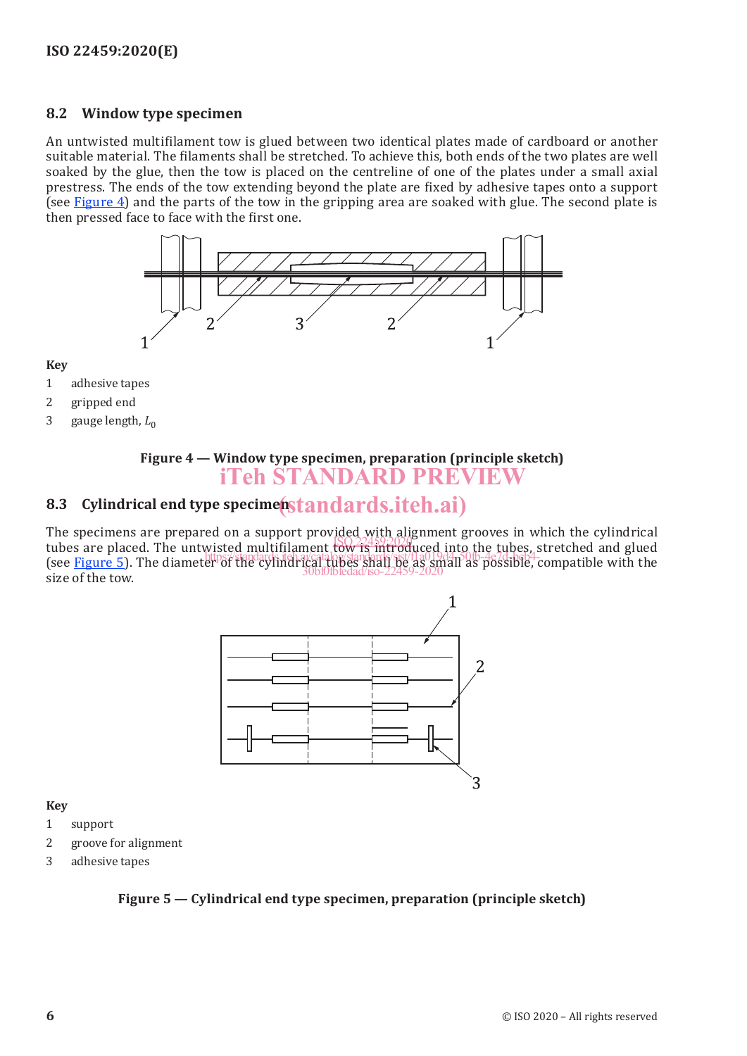## 8.2 Window type specimen

An untwisted multifilament tow is glued between two identical plates made of cardboard or another suitable material. The filaments shall be stretched. To achieve this, both ends of the two plates are well soaked by the glue, then the tow is placed on the centreline of one of the plates under a small axial prestress. The ends of the tow extending beyond the plate are fixed by adhesive tapes onto a support (see Figure 4) and the parts of the tow in the gripping area are soaked with glue. The second plate is then pressed face to face with the first one.

**Key**

1 adhesive tapes

2 gripped end

3 gauge length, $L_0$

**Figure 4 — Window type specimen, preparation (principle sketch)**

## 8.3 Cylindrical end type specimen

The specimens are prepared on a support provided with alignment grooves in which the cylindrical tubes are placed. The untwisted multifilament tow is introduced into the tubes, stretched and glued (see Figure 5). The diameter of the cylindrical tubes shall be as small as possible, compatible with the size of the tow.

**Key**

1 support

2 groove for alignment

3 adhesive tapes

**Figure 5 — Cylindrical end type specimen, preparation (principle sketch)**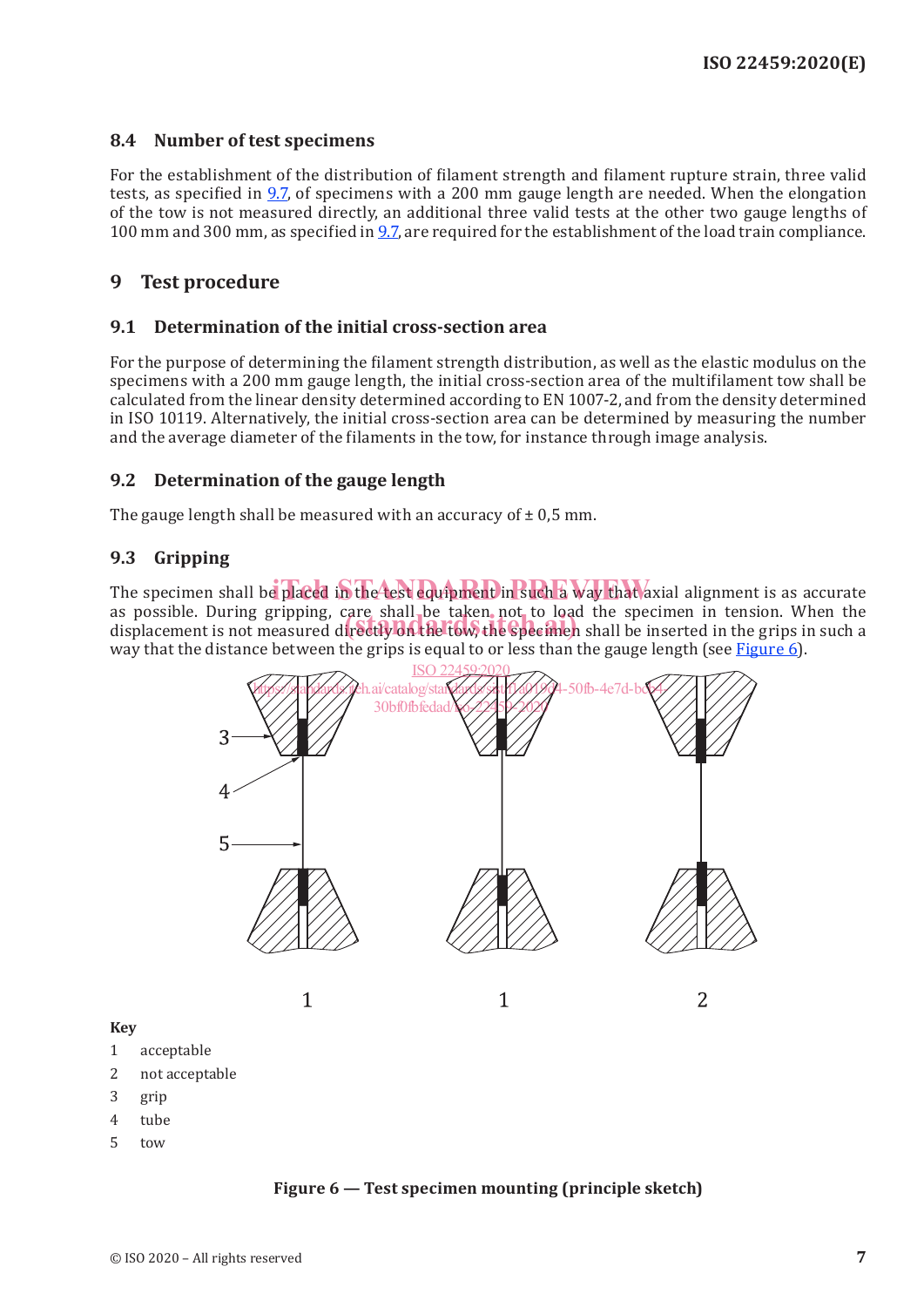### 8.4 Number of test specimens

For the establishment of the distribution of filament strength and filament rupture strain, three valid tests, as specified in 9.7, of specimens with a 200 mm gauge length are needed. When the elongation of the tow is not measured directly, an additional three valid tests at the other two gauge lengths of 100 mm and 300 mm, as specified in 9.7, are required for the establishment of the load train compliance.

## 9 Test procedure

### 9.1 Determination of the initial cross-section area

For the purpose of determining the filament strength distribution, as well as the elastic modulus on the specimens with a 200 mm gauge length, the initial cross-section area of the multifilament tow shall be calculated from the linear density determined according to EN 1007-2, and from the density determined in ISO 10119. Alternatively, the initial cross-section area can be determined by measuring the number and the average diameter of the filaments in the tow, for instance through image analysis.

### 9.2 Determination of the gauge length

The gauge length shall be measured with an accuracy of ± 0,5 mm.

### 9.3 Gripping

The specimen shall be placed in the test equipment in such a way that axial alignment is as accurate as possible. During gripping, care shall be taken not to load the specimen in tension. When the displacement is not measured directly on the tow, the specimen shall be inserted in the grips in such a way that the distance between the grips is equal to or less than the gauge length (see Figure 6).

3
4
5

1 1 2

**Key**

1 acceptable

2 not acceptable

3 grip

4 tube

5 tow

**Figure 6 — Test specimen mounting (principle sketch)**